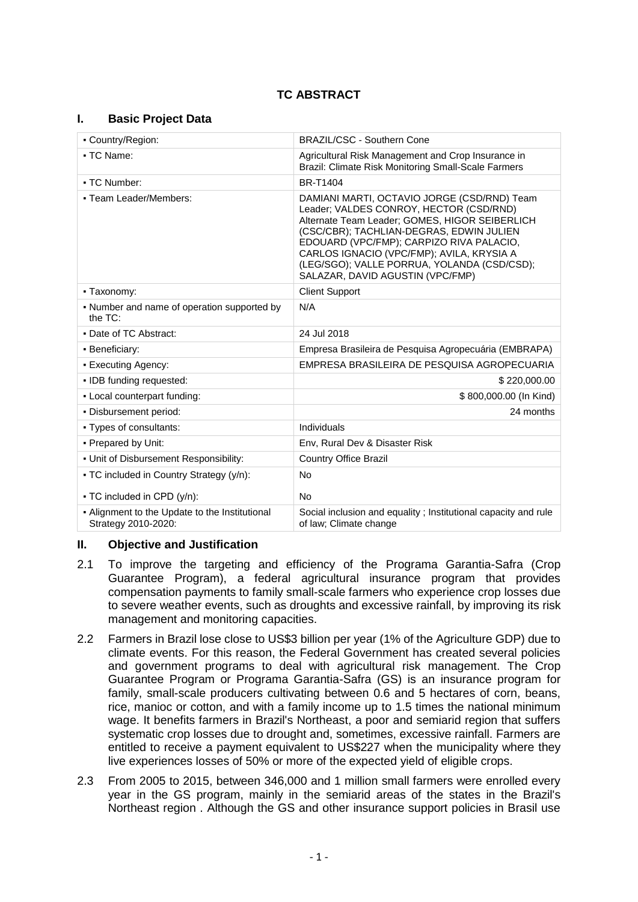# TC ABSTRACT

## I. Basic Project Data

| | |
|---|---|
| ▪ Country/Region: | BRAZIL/CSC - Southern Cone |
| ▪ TC Name: | Agricultural Risk Management and Crop Insurance in Brazil: Climate Risk Monitoring Small-Scale Farmers |
| ▪ TC Number: | BR-T1404 |
| ▪ Team Leader/Members: | DAMIANI MARTI, OCTAVIO JORGE (CSD/RND) Team Leader; VALDES CONROY, HECTOR (CSD/RND) Alternate Team Leader; GOMES, HIGOR SEIBERLICH (CSC/CBR); TACHLIAN-DEGRAS, EDWIN JULIEN EDOUARD (VPC/FMP); CARPIZO RIVA PALACIO, CARLOS IGNACIO (VPC/FMP); AVILA, KRYSIA A (LEG/SGO); VALLE PORRUA, YOLANDA (CSD/CSD); SALAZAR, DAVID AGUSTIN (VPC/FMP) |
| ▪ Taxonomy: | Client Support |
| ▪ Number and name of operation supported by the TC: | N/A |
| ▪ Date of TC Abstract: | 24 Jul 2018 |
| ▪ Beneficiary: | Empresa Brasileira de Pesquisa Agropecuária (EMBRAPA) |
| ▪ Executing Agency: | EMPRESA BRASILEIRA DE PESQUISA AGROPECUARIA |
| ▪ IDB funding requested: | $ 220,000.00 |
| ▪ Local counterpart funding: | $ 800,000.00 (In Kind) |
| ▪ Disbursement period: | 24 months |
| ▪ Types of consultants: | Individuals |
| ▪ Prepared by Unit: | Env, Rural Dev & Disaster Risk |
| ▪ Unit of Disbursement Responsibility: | Country Office Brazil |
| ▪ TC included in Country Strategy (y/n): | No |
| ▪ TC included in CPD (y/n): | No |
| ▪ Alignment to the Update to the Institutional Strategy 2010-2020: | Social inclusion and equality ; Institutional capacity and rule of law; Climate change |

## II. Objective and Justification

2.1 To improve the targeting and efficiency of the Programa Garantia-Safra (Crop Guarantee Program), a federal agricultural insurance program that provides compensation payments to family small-scale farmers who experience crop losses due to severe weather events, such as droughts and excessive rainfall, by improving its risk management and monitoring capacities.

2.2 Farmers in Brazil lose close to US$3 billion per year (1% of the Agriculture GDP) due to climate events. For this reason, the Federal Government has created several policies and government programs to deal with agricultural risk management. The Crop Guarantee Program or Programa Garantia-Safra (GS) is an insurance program for family, small-scale producers cultivating between 0.6 and 5 hectares of corn, beans, rice, manioc or cotton, and with a family income up to 1.5 times the national minimum wage. It benefits farmers in Brazil's Northeast, a poor and semiarid region that suffers systematic crop losses due to drought and, sometimes, excessive rainfall. Farmers are entitled to receive a payment equivalent to US$227 when the municipality where they live experiences losses of 50% or more of the expected yield of eligible crops.

2.3 From 2005 to 2015, between 346,000 and 1 million small farmers were enrolled every year in the GS program, mainly in the semiarid areas of the states in the Brazil's Northeast region . Although the GS and other insurance support policies in Brasil use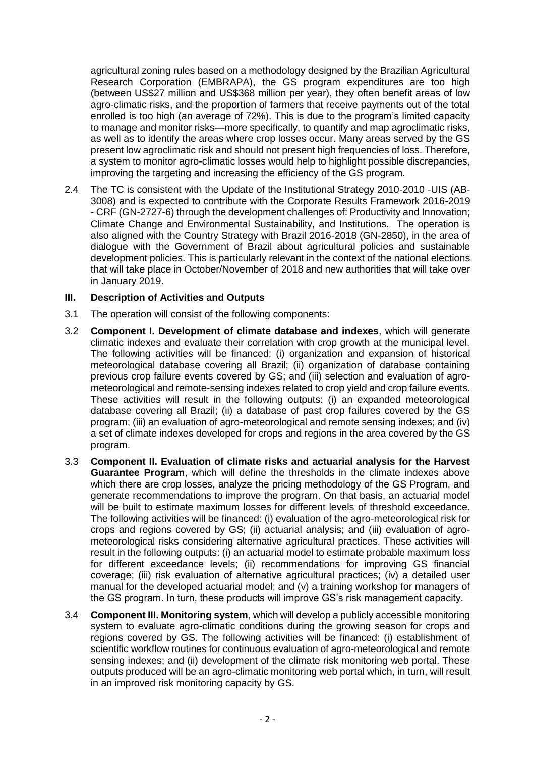agricultural zoning rules based on a methodology designed by the Brazilian Agricultural Research Corporation (EMBRAPA), the GS program expenditures are too high (between US$27 million and US$368 million per year), they often benefit areas of low agro-climatic risks, and the proportion of farmers that receive payments out of the total enrolled is too high (an average of 72%). This is due to the program's limited capacity to manage and monitor risks—more specifically, to quantify and map agroclimatic risks, as well as to identify the areas where crop losses occur. Many areas served by the GS present low agroclimatic risk and should not present high frequencies of loss. Therefore, a system to monitor agro-climatic losses would help to highlight possible discrepancies, improving the targeting and increasing the efficiency of the GS program.

2.4 The TC is consistent with the Update of the Institutional Strategy 2010-2010 -UIS (AB-3008) and is expected to contribute with the Corporate Results Framework 2016-2019 - CRF (GN-2727-6) through the development challenges of: Productivity and Innovation; Climate Change and Environmental Sustainability, and Institutions. The operation is also aligned with the Country Strategy with Brazil 2016-2018 (GN-2850), in the area of dialogue with the Government of Brazil about agricultural policies and sustainable development policies. This is particularly relevant in the context of the national elections that will take place in October/November of 2018 and new authorities that will take over in January 2019.

## III. Description of Activities and Outputs

3.1 The operation will consist of the following components:

3.2 **Component I. Development of climate database and indexes**, which will generate climatic indexes and evaluate their correlation with crop growth at the municipal level. The following activities will be financed: (i) organization and expansion of historical meteorological database covering all Brazil; (ii) organization of database containing previous crop failure events covered by GS; and (iii) selection and evaluation of agro-meteorological and remote-sensing indexes related to crop yield and crop failure events. These activities will result in the following outputs: (i) an expanded meteorological database covering all Brazil; (ii) a database of past crop failures covered by the GS program; (iii) an evaluation of agro-meteorological and remote sensing indexes; and (iv) a set of climate indexes developed for crops and regions in the area covered by the GS program.

3.3 **Component II. Evaluation of climate risks and actuarial analysis for the Harvest Guarantee Program**, which will define the thresholds in the climate indexes above which there are crop losses, analyze the pricing methodology of the GS Program, and generate recommendations to improve the program. On that basis, an actuarial model will be built to estimate maximum losses for different levels of threshold exceedance. The following activities will be financed: (i) evaluation of the agro-meteorological risk for crops and regions covered by GS; (ii) actuarial analysis; and (iii) evaluation of agro-meteorological risks considering alternative agricultural practices. These activities will result in the following outputs: (i) an actuarial model to estimate probable maximum loss for different exceedance levels; (ii) recommendations for improving GS financial coverage; (iii) risk evaluation of alternative agricultural practices; (iv) a detailed user manual for the developed actuarial model; and (v) a training workshop for managers of the GS program. In turn, these products will improve GS's risk management capacity.

3.4 **Component III. Monitoring system**, which will develop a publicly accessible monitoring system to evaluate agro-climatic conditions during the growing season for crops and regions covered by GS. The following activities will be financed: (i) establishment of scientific workflow routines for continuous evaluation of agro-meteorological and remote sensing indexes; and (ii) development of the climate risk monitoring web portal. These outputs produced will be an agro-climatic monitoring web portal which, in turn, will result in an improved risk monitoring capacity by GS.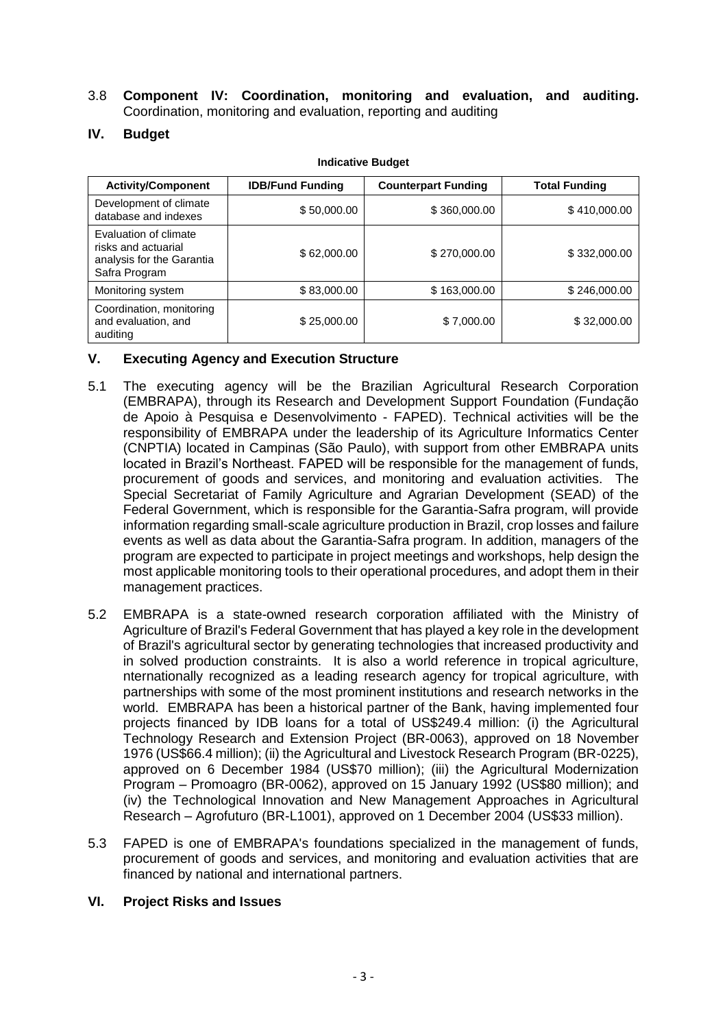3.8 **Component IV: Coordination, monitoring and evaluation, and auditing.** Coordination, monitoring and evaluation, reporting and auditing

## IV. Budget

**Indicative Budget**

| Activity/Component | IDB/Fund Funding | Counterpart Funding | Total Funding |
|---|---|---|---|
| Development of climate database and indexes | $ 50,000.00 | $ 360,000.00 | $ 410,000.00 |
| Evaluation of climate risks and actuarial analysis for the Garantia Safra Program | $ 62,000.00 | $ 270,000.00 | $ 332,000.00 |
| Monitoring system | $ 83,000.00 | $ 163,000.00 | $ 246,000.00 |
| Coordination, monitoring and evaluation, and auditing | $ 25,000.00 | $ 7,000.00 | $ 32,000.00 |

## V. Executing Agency and Execution Structure

5.1 The executing agency will be the Brazilian Agricultural Research Corporation (EMBRAPA), through its Research and Development Support Foundation (Fundação de Apoio à Pesquisa e Desenvolvimento - FAPED). Technical activities will be the responsibility of EMBRAPA under the leadership of its Agriculture Informatics Center (CNPTIA) located in Campinas (São Paulo), with support from other EMBRAPA units located in Brazil's Northeast. FAPED will be responsible for the management of funds, procurement of goods and services, and monitoring and evaluation activities. The Special Secretariat of Family Agriculture and Agrarian Development (SEAD) of the Federal Government, which is responsible for the Garantia-Safra program, will provide information regarding small-scale agriculture production in Brazil, crop losses and failure events as well as data about the Garantia-Safra program. In addition, managers of the program are expected to participate in project meetings and workshops, help design the most applicable monitoring tools to their operational procedures, and adopt them in their management practices.

5.2 EMBRAPA is a state-owned research corporation affiliated with the Ministry of Agriculture of Brazil's Federal Government that has played a key role in the development of Brazil's agricultural sector by generating technologies that increased productivity and in solved production constraints. It is also a world reference in tropical agriculture, nternationally recognized as a leading research agency for tropical agriculture, with partnerships with some of the most prominent institutions and research networks in the world. EMBRAPA has been a historical partner of the Bank, having implemented four projects financed by IDB loans for a total of US$249.4 million: (i) the Agricultural Technology Research and Extension Project (BR-0063), approved on 18 November 1976 (US$66.4 million); (ii) the Agricultural and Livestock Research Program (BR-0225), approved on 6 December 1984 (US$70 million); (iii) the Agricultural Modernization Program – Promoagro (BR-0062), approved on 15 January 1992 (US$80 million); and (iv) the Technological Innovation and New Management Approaches in Agricultural Research – Agrofuturo (BR-L1001), approved on 1 December 2004 (US$33 million).

5.3 FAPED is one of EMBRAPA's foundations specialized in the management of funds, procurement of goods and services, and monitoring and evaluation activities that are financed by national and international partners.

## VI. Project Risks and Issues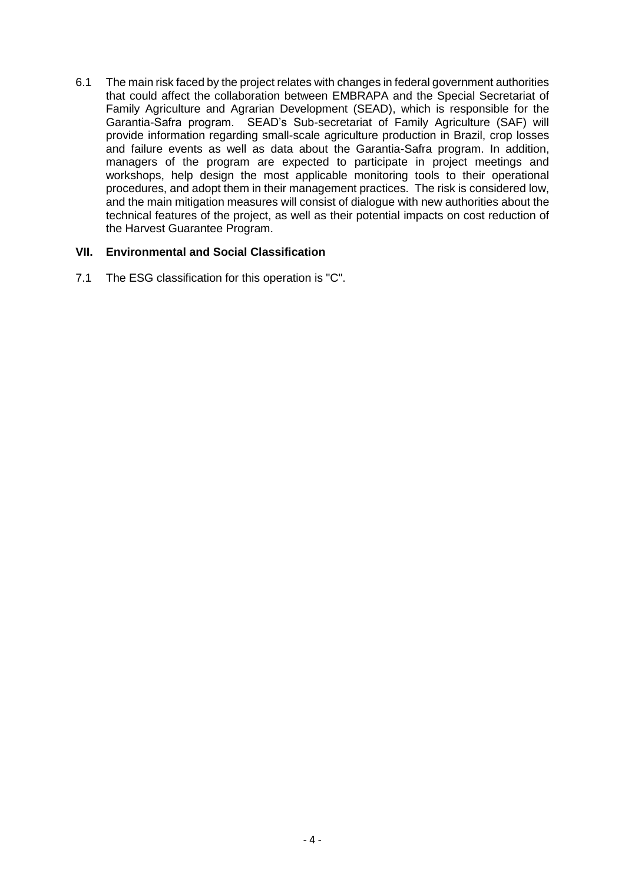6.1 The main risk faced by the project relates with changes in federal government authorities that could affect the collaboration between EMBRAPA and the Special Secretariat of Family Agriculture and Agrarian Development (SEAD), which is responsible for the Garantia-Safra program. SEAD's Sub-secretariat of Family Agriculture (SAF) will provide information regarding small-scale agriculture production in Brazil, crop losses and failure events as well as data about the Garantia-Safra program. In addition, managers of the program are expected to participate in project meetings and workshops, help design the most applicable monitoring tools to their operational procedures, and adopt them in their management practices. The risk is considered low, and the main mitigation measures will consist of dialogue with new authorities about the technical features of the project, as well as their potential impacts on cost reduction of the Harvest Guarantee Program.

## VII. Environmental and Social Classification

7.1 The ESG classification for this operation is "C".